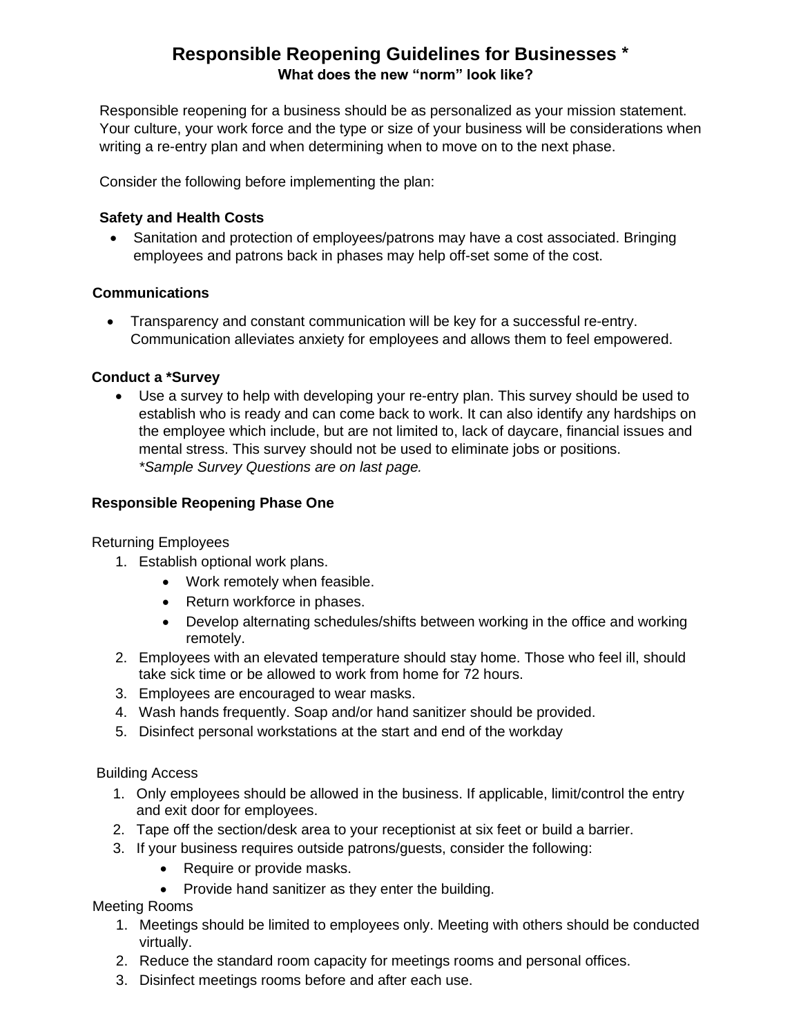# Responsible Reopening Guidelines for Businesses *

**What does the new "norm" look like?**

Responsible reopening for a business should be as personalized as your mission statement. Your culture, your work force and the type or size of your business will be considerations when writing a re-entry plan and when determining when to move on to the next phase.

Consider the following before implementing the plan:

**Safety and Health Costs**

- Sanitation and protection of employees/patrons may have a cost associated. Bringing employees and patrons back in phases may help off-set some of the cost.

**Communications**

- Transparency and constant communication will be key for a successful re-entry. Communication alleviates anxiety for employees and allows them to feel empowered.

**Conduct a *Survey**

- Use a survey to help with developing your re-entry plan. This survey should be used to establish who is ready and can come back to work. It can also identify any hardships on the employee which include, but are not limited to, lack of daycare, financial issues and mental stress. This survey should not be used to eliminate jobs or positions.
  *\*Sample Survey Questions are on last page.*

**Responsible Reopening Phase One**

Returning Employees

1. Establish optional work plans.
   - Work remotely when feasible.
   - Return workforce in phases.
   - Develop alternating schedules/shifts between working in the office and working remotely.
2. Employees with an elevated temperature should stay home. Those who feel ill, should take sick time or be allowed to work from home for 72 hours.
3. Employees are encouraged to wear masks.
4. Wash hands frequently. Soap and/or hand sanitizer should be provided.
5. Disinfect personal workstations at the start and end of the workday

Building Access

1. Only employees should be allowed in the business. If applicable, limit/control the entry and exit door for employees.
2. Tape off the section/desk area to your receptionist at six feet or build a barrier.
3. If your business requires outside patrons/guests, consider the following:
   - Require or provide masks.
   - Provide hand sanitizer as they enter the building.

Meeting Rooms

1. Meetings should be limited to employees only. Meeting with others should be conducted virtually.
2. Reduce the standard room capacity for meetings rooms and personal offices.
3. Disinfect meetings rooms before and after each use.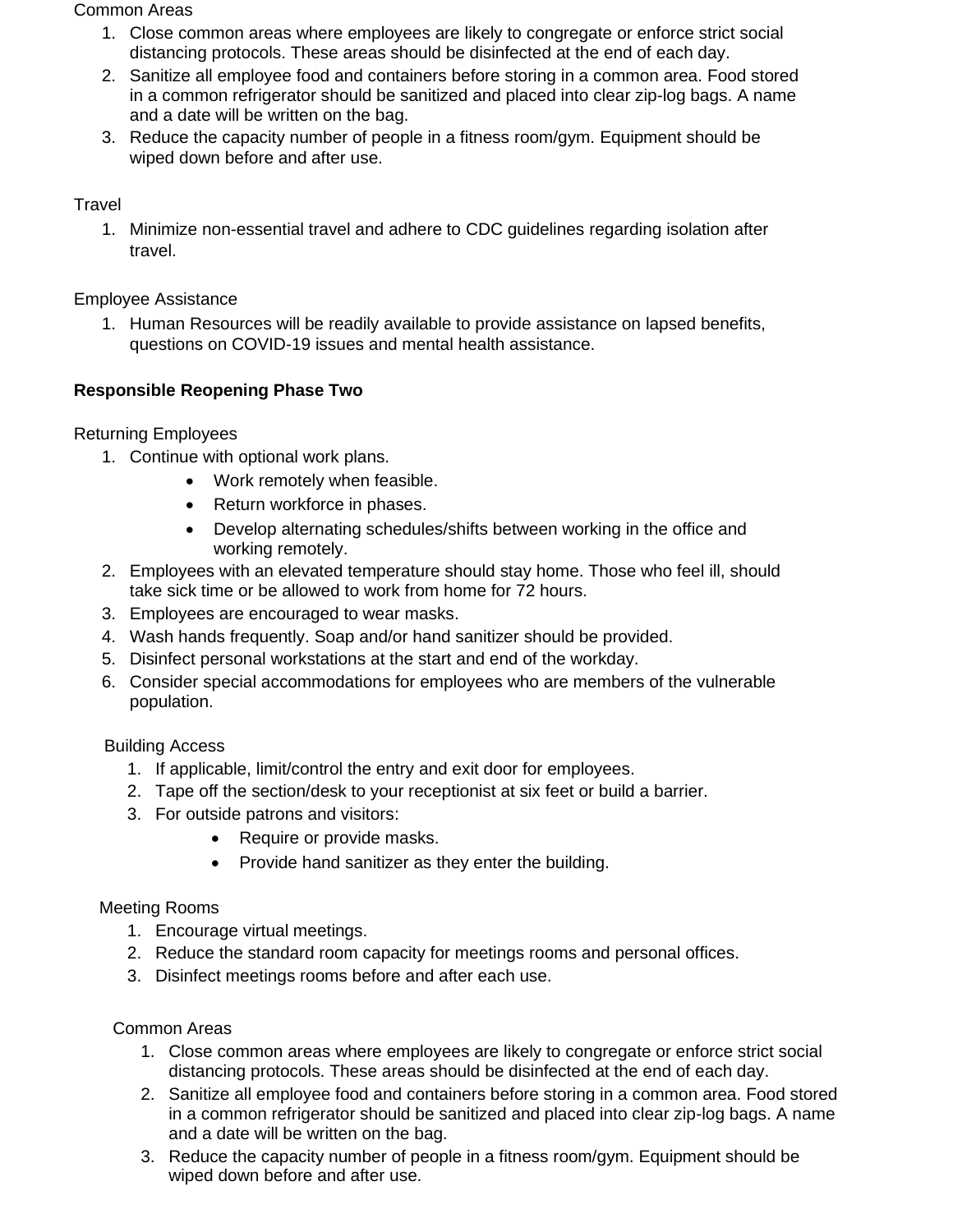Common Areas

1. Close common areas where employees are likely to congregate or enforce strict social distancing protocols. These areas should be disinfected at the end of each day.
2. Sanitize all employee food and containers before storing in a common area. Food stored in a common refrigerator should be sanitized and placed into clear zip-log bags. A name and a date will be written on the bag.
3. Reduce the capacity number of people in a fitness room/gym. Equipment should be wiped down before and after use.

Travel

1. Minimize non-essential travel and adhere to CDC guidelines regarding isolation after travel.

Employee Assistance

1. Human Resources will be readily available to provide assistance on lapsed benefits, questions on COVID-19 issues and mental health assistance.

**Responsible Reopening Phase Two**

Returning Employees

1. Continue with optional work plans.
    - Work remotely when feasible.
    - Return workforce in phases.
    - Develop alternating schedules/shifts between working in the office and working remotely.
2. Employees with an elevated temperature should stay home. Those who feel ill, should take sick time or be allowed to work from home for 72 hours.
3. Employees are encouraged to wear masks.
4. Wash hands frequently. Soap and/or hand sanitizer should be provided.
5. Disinfect personal workstations at the start and end of the workday.
6. Consider special accommodations for employees who are members of the vulnerable population.

Building Access

1. If applicable, limit/control the entry and exit door for employees.
2. Tape off the section/desk to your receptionist at six feet or build a barrier.
3. For outside patrons and visitors:
    - Require or provide masks.
    - Provide hand sanitizer as they enter the building.

Meeting Rooms

1. Encourage virtual meetings.
2. Reduce the standard room capacity for meetings rooms and personal offices.
3. Disinfect meetings rooms before and after each use.

Common Areas

1. Close common areas where employees are likely to congregate or enforce strict social distancing protocols. These areas should be disinfected at the end of each day.
2. Sanitize all employee food and containers before storing in a common area. Food stored in a common refrigerator should be sanitized and placed into clear zip-log bags. A name and a date will be written on the bag.
3. Reduce the capacity number of people in a fitness room/gym. Equipment should be wiped down before and after use.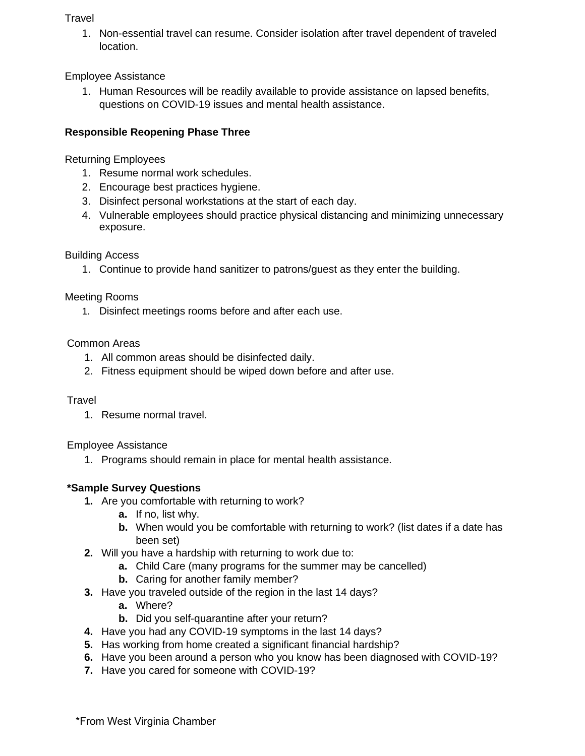Travel

1. Non-essential travel can resume. Consider isolation after travel dependent of traveled location.

Employee Assistance

1. Human Resources will be readily available to provide assistance on lapsed benefits, questions on COVID-19 issues and mental health assistance.

**Responsible Reopening Phase Three**

Returning Employees

1. Resume normal work schedules.
2. Encourage best practices hygiene.
3. Disinfect personal workstations at the start of each day.
4. Vulnerable employees should practice physical distancing and minimizing unnecessary exposure.

Building Access

1. Continue to provide hand sanitizer to patrons/guest as they enter the building.

Meeting Rooms

1. Disinfect meetings rooms before and after each use.

Common Areas

1. All common areas should be disinfected daily.
2. Fitness equipment should be wiped down before and after use.

Travel

1. Resume normal travel.

Employee Assistance

1. Programs should remain in place for mental health assistance.

**\*Sample Survey Questions**

1. Are you comfortable with returning to work?
   a. If no, list why.
   b. When would you be comfortable with returning to work? (list dates if a date has been set)
2. Will you have a hardship with returning to work due to:
   a. Child Care (many programs for the summer may be cancelled)
   b. Caring for another family member?
3. Have you traveled outside of the region in the last 14 days?
   a. Where?
   b. Did you self-quarantine after your return?
4. Have you had any COVID-19 symptoms in the last 14 days?
5. Has working from home created a significant financial hardship?
6. Have you been around a person who you know has been diagnosed with COVID-19?
7. Have you cared for someone with COVID-19?

*From West Virginia Chamber